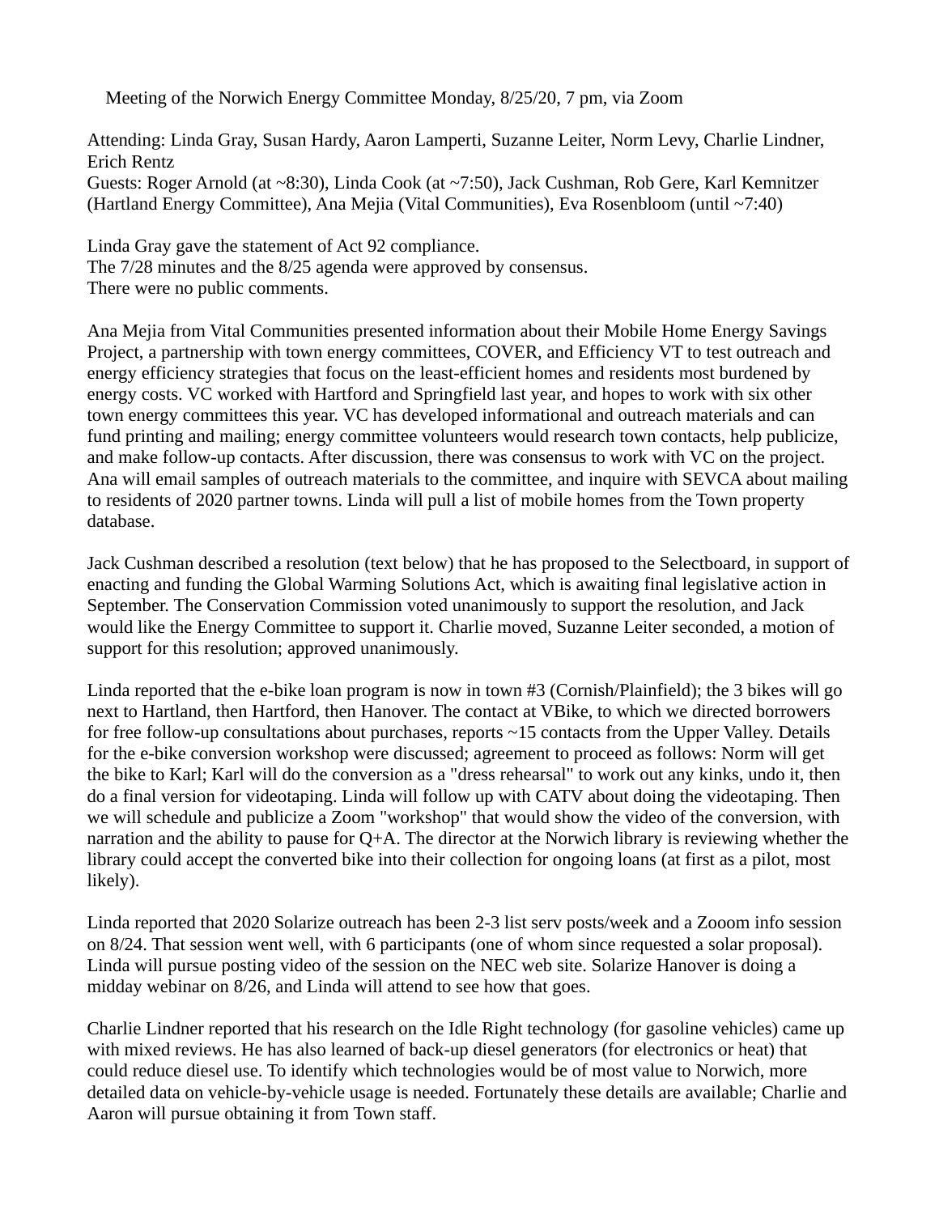Meeting of the Norwich Energy Committee Monday, 8/25/20, 7 pm, via Zoom

Attending: Linda Gray, Susan Hardy, Aaron Lamperti, Suzanne Leiter, Norm Levy, Charlie Lindner, Erich Rentz
Guests: Roger Arnold (at ~8:30), Linda Cook (at ~7:50), Jack Cushman, Rob Gere, Karl Kemnitzer (Hartland Energy Committee), Ana Mejia (Vital Communities), Eva Rosenbloom (until ~7:40)

Linda Gray gave the statement of Act 92 compliance.
The 7/28 minutes and the 8/25 agenda were approved by consensus.
There were no public comments.

Ana Mejia from Vital Communities presented information about their Mobile Home Energy Savings Project, a partnership with town energy committees, COVER, and Efficiency VT to test outreach and energy efficiency strategies that focus on the least-efficient homes and residents most burdened by energy costs. VC worked with Hartford and Springfield last year, and hopes to work with six other town energy committees this year. VC has developed informational and outreach materials and can fund printing and mailing; energy committee volunteers would research town contacts, help publicize, and make follow-up contacts. After discussion, there was consensus to work with VC on the project. Ana will email samples of outreach materials to the committee, and inquire with SEVCA about mailing to residents of 2020 partner towns. Linda will pull a list of mobile homes from the Town property database.

Jack Cushman described a resolution (text below) that he has proposed to the Selectboard, in support of enacting and funding the Global Warming Solutions Act, which is awaiting final legislative action in September. The Conservation Commission voted unanimously to support the resolution, and Jack would like the Energy Committee to support it. Charlie moved, Suzanne Leiter seconded, a motion of support for this resolution; approved unanimously.

Linda reported that the e-bike loan program is now in town #3 (Cornish/Plainfield); the 3 bikes will go next to Hartland, then Hartford, then Hanover. The contact at VBike, to which we directed borrowers for free follow-up consultations about purchases, reports ~15 contacts from the Upper Valley. Details for the e-bike conversion workshop were discussed; agreement to proceed as follows: Norm will get the bike to Karl; Karl will do the conversion as a "dress rehearsal" to work out any kinks, undo it, then do a final version for videotaping. Linda will follow up with CATV about doing the videotaping. Then we will schedule and publicize a Zoom "workshop" that would show the video of the conversion, with narration and the ability to pause for Q+A. The director at the Norwich library is reviewing whether the library could accept the converted bike into their collection for ongoing loans (at first as a pilot, most likely).

Linda reported that 2020 Solarize outreach has been 2-3 list serv posts/week and a Zooom info session on 8/24. That session went well, with 6 participants (one of whom since requested a solar proposal). Linda will pursue posting video of the session on the NEC web site. Solarize Hanover is doing a midday webinar on 8/26, and Linda will attend to see how that goes.

Charlie Lindner reported that his research on the Idle Right technology (for gasoline vehicles) came up with mixed reviews. He has also learned of back-up diesel generators (for electronics or heat) that could reduce diesel use. To identify which technologies would be of most value to Norwich, more detailed data on vehicle-by-vehicle usage is needed. Fortunately these details are available; Charlie and Aaron will pursue obtaining it from Town staff.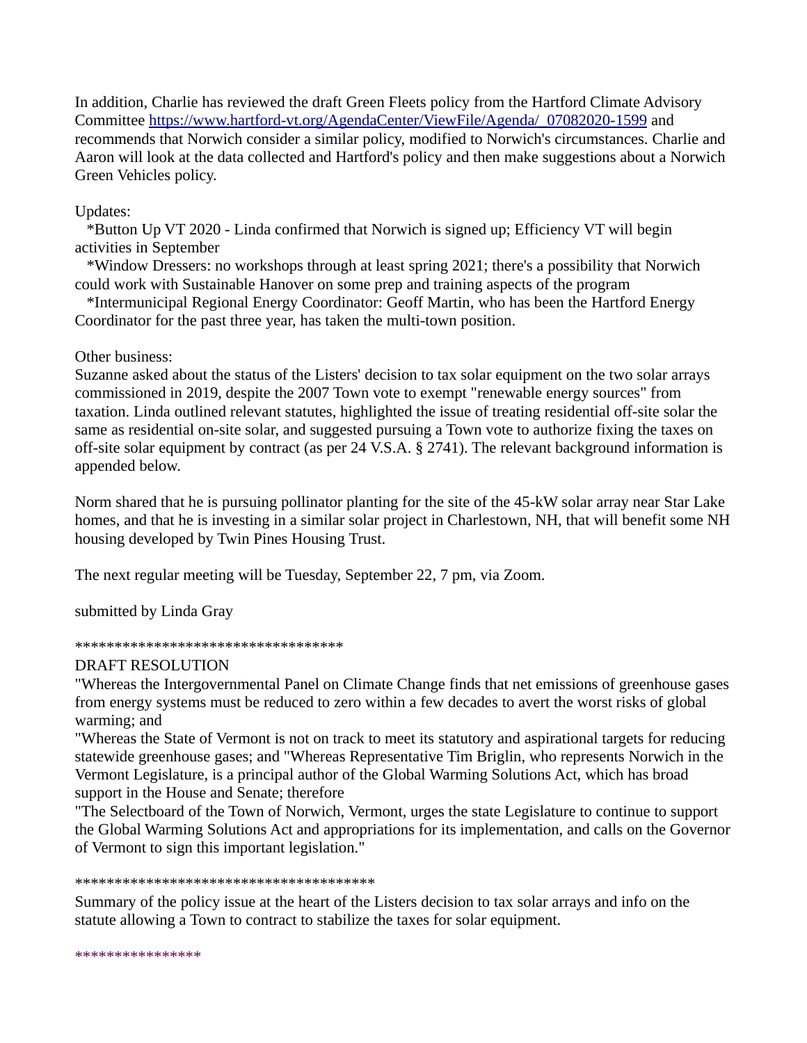In addition, Charlie has reviewed the draft Green Fleets policy from the Hartford Climate Advisory Committee https://www.hartford-vt.org/AgendaCenter/ViewFile/Agenda/_07082020-1599 and recommends that Norwich consider a similar policy, modified to Norwich's circumstances. Charlie and Aaron will look at the data collected and Hartford's policy and then make suggestions about a Norwich Green Vehicles policy.

Updates:

*Button Up VT 2020 - Linda confirmed that Norwich is signed up; Efficiency VT will begin activities in September

*Window Dressers: no workshops through at least spring 2021; there's a possibility that Norwich could work with Sustainable Hanover on some prep and training aspects of the program

*Intermunicipal Regional Energy Coordinator: Geoff Martin, who has been the Hartford Energy Coordinator for the past three year, has taken the multi-town position.

Other business:

Suzanne asked about the status of the Listers' decision to tax solar equipment on the two solar arrays commissioned in 2019, despite the 2007 Town vote to exempt "renewable energy sources" from taxation. Linda outlined relevant statutes, highlighted the issue of treating residential off-site solar the same as residential on-site solar, and suggested pursuing a Town vote to authorize fixing the taxes on off-site solar equipment by contract (as per 24 V.S.A. § 2741). The relevant background information is appended below.

Norm shared that he is pursuing pollinator planting for the site of the 45-kW solar array near Star Lake homes, and that he is investing in a similar solar project in Charlestown, NH, that will benefit some NH housing developed by Twin Pines Housing Trust.

The next regular meeting will be Tuesday, September 22, 7 pm, via Zoom.

submitted by Linda Gray

************************************

DRAFT RESOLUTION

"Whereas the Intergovernmental Panel on Climate Change finds that net emissions of greenhouse gases from energy systems must be reduced to zero within a few decades to avert the worst risks of global warming; and

"Whereas the State of Vermont is not on track to meet its statutory and aspirational targets for reducing statewide greenhouse gases; and "Whereas Representative Tim Briglin, who represents Norwich in the Vermont Legislature, is a principal author of the Global Warming Solutions Act, which has broad support in the House and Senate; therefore

"The Selectboard of the Town of Norwich, Vermont, urges the state Legislature to continue to support the Global Warming Solutions Act and appropriations for its implementation, and calls on the Governor of Vermont to sign this important legislation."

****************************************

Summary of the policy issue at the heart of the Listers decision to tax solar arrays and info on the statute allowing a Town to contract to stabilize the taxes for solar equipment.

****************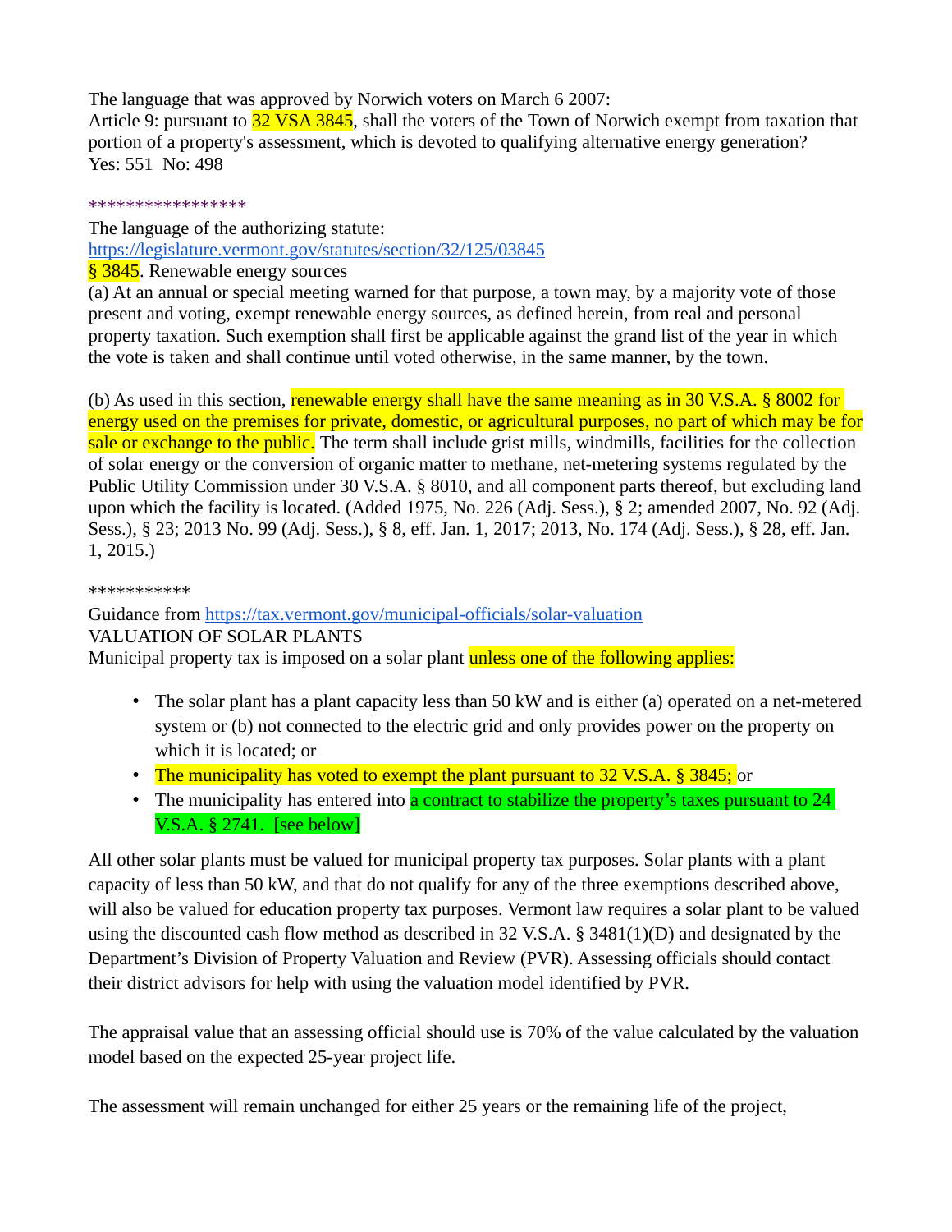The language that was approved by Norwich voters on March 6 2007:
Article 9: pursuant to 32 VSA 3845, shall the voters of the Town of Norwich exempt from taxation that portion of a property's assessment, which is devoted to qualifying alternative energy generation?
Yes: 551  No: 498

*****************

The language of the authorizing statute:
https://legislature.vermont.gov/statutes/section/32/125/03845
§ 3845. Renewable energy sources
(a) At an annual or special meeting warned for that purpose, a town may, by a majority vote of those present and voting, exempt renewable energy sources, as defined herein, from real and personal property taxation. Such exemption shall first be applicable against the grand list of the year in which the vote is taken and shall continue until voted otherwise, in the same manner, by the town.

(b) As used in this section, renewable energy shall have the same meaning as in 30 V.S.A. § 8002 for energy used on the premises for private, domestic, or agricultural purposes, no part of which may be for sale or exchange to the public. The term shall include grist mills, windmills, facilities for the collection of solar energy or the conversion of organic matter to methane, net-metering systems regulated by the Public Utility Commission under 30 V.S.A. § 8010, and all component parts thereof, but excluding land upon which the facility is located. (Added 1975, No. 226 (Adj. Sess.), § 2; amended 2007, No. 92 (Adj. Sess.), § 23; 2013 No. 99 (Adj. Sess.), § 8, eff. Jan. 1, 2017; 2013, No. 174 (Adj. Sess.), § 28, eff. Jan. 1, 2015.)

***********

Guidance from https://tax.vermont.gov/municipal-officials/solar-valuation
VALUATION OF SOLAR PLANTS
Municipal property tax is imposed on a solar plant unless one of the following applies:

- The solar plant has a plant capacity less than 50 kW and is either (a) operated on a net-metered system or (b) not connected to the electric grid and only provides power on the property on which it is located; or
- The municipality has voted to exempt the plant pursuant to 32 V.S.A. § 3845; or
- The municipality has entered into a contract to stabilize the property's taxes pursuant to 24 V.S.A. § 2741. [see below]

All other solar plants must be valued for municipal property tax purposes. Solar plants with a plant capacity of less than 50 kW, and that do not qualify for any of the three exemptions described above, will also be valued for education property tax purposes. Vermont law requires a solar plant to be valued using the discounted cash flow method as described in 32 V.S.A. § 3481(1)(D) and designated by the Department's Division of Property Valuation and Review (PVR). Assessing officials should contact their district advisors for help with using the valuation model identified by PVR.

The appraisal value that an assessing official should use is 70% of the value calculated by the valuation model based on the expected 25-year project life.

The assessment will remain unchanged for either 25 years or the remaining life of the project,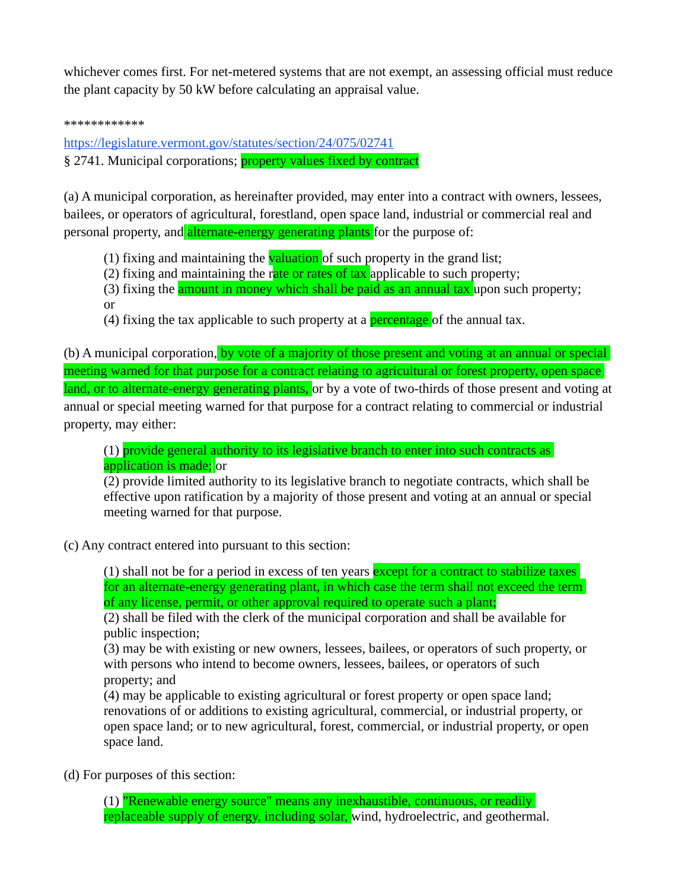whichever comes first. For net-metered systems that are not exempt, an assessing official must reduce the plant capacity by 50 kW before calculating an appraisal value.

************

https://legislature.vermont.gov/statutes/section/24/075/02741

§ 2741. Municipal corporations; property values fixed by contract

(a) A municipal corporation, as hereinafter provided, may enter into a contract with owners, lessees, bailees, or operators of agricultural, forestland, open space land, industrial or commercial real and personal property, and alternate-energy generating plants for the purpose of:

> (1) fixing and maintaining the valuation of such property in the grand list;
> (2) fixing and maintaining the rate or rates of tax applicable to such property;
> (3) fixing the amount in money which shall be paid as an annual tax upon such property; or
> (4) fixing the tax applicable to such property at a percentage of the annual tax.

(b) A municipal corporation, by vote of a majority of those present and voting at an annual or special meeting warned for that purpose for a contract relating to agricultural or forest property, open space land, or to alternate-energy generating plants, or by a vote of two-thirds of those present and voting at annual or special meeting warned for that purpose for a contract relating to commercial or industrial property, may either:

> (1) provide general authority to its legislative branch to enter into such contracts as application is made; or
> (2) provide limited authority to its legislative branch to negotiate contracts, which shall be effective upon ratification by a majority of those present and voting at an annual or special meeting warned for that purpose.

(c) Any contract entered into pursuant to this section:

> (1) shall not be for a period in excess of ten years except for a contract to stabilize taxes for an alternate-energy generating plant, in which case the term shall not exceed the term of any license, permit, or other approval required to operate such a plant;
> (2) shall be filed with the clerk of the municipal corporation and shall be available for public inspection;
> (3) may be with existing or new owners, lessees, bailees, or operators of such property, or with persons who intend to become owners, lessees, bailees, or operators of such property; and
> (4) may be applicable to existing agricultural or forest property or open space land; renovations of or additions to existing agricultural, commercial, or industrial property, or open space land; or to new agricultural, forest, commercial, or industrial property, or open space land.

(d) For purposes of this section:

> (1) "Renewable energy source" means any inexhaustible, continuous, or readily replaceable supply of energy, including solar, wind, hydroelectric, and geothermal.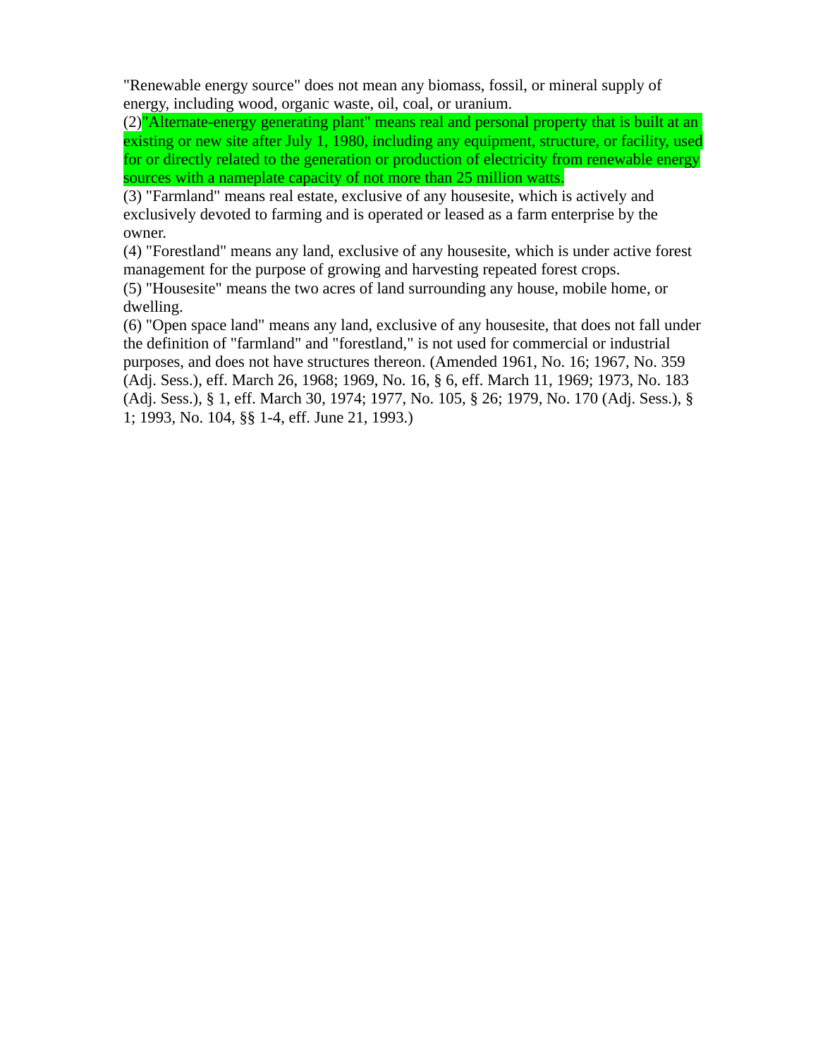"Renewable energy source" does not mean any biomass, fossil, or mineral supply of energy, including wood, organic waste, oil, coal, or uranium.

(2)"Alternate-energy generating plant" means real and personal property that is built at an existing or new site after July 1, 1980, including any equipment, structure, or facility, used for or directly related to the generation or production of electricity from renewable energy sources with a nameplate capacity of not more than 25 million watts.

(3) "Farmland" means real estate, exclusive of any housesite, which is actively and exclusively devoted to farming and is operated or leased as a farm enterprise by the owner.

(4) "Forestland" means any land, exclusive of any housesite, which is under active forest management for the purpose of growing and harvesting repeated forest crops.

(5) "Housesite" means the two acres of land surrounding any house, mobile home, or dwelling.

(6) "Open space land" means any land, exclusive of any housesite, that does not fall under the definition of "farmland" and "forestland," is not used for commercial or industrial purposes, and does not have structures thereon. (Amended 1961, No. 16; 1967, No. 359 (Adj. Sess.), eff. March 26, 1968; 1969, No. 16, § 6, eff. March 11, 1969; 1973, No. 183 (Adj. Sess.), § 1, eff. March 30, 1974; 1977, No. 105, § 26; 1979, No. 170 (Adj. Sess.), § 1; 1993, No. 104, §§ 1-4, eff. June 21, 1993.)